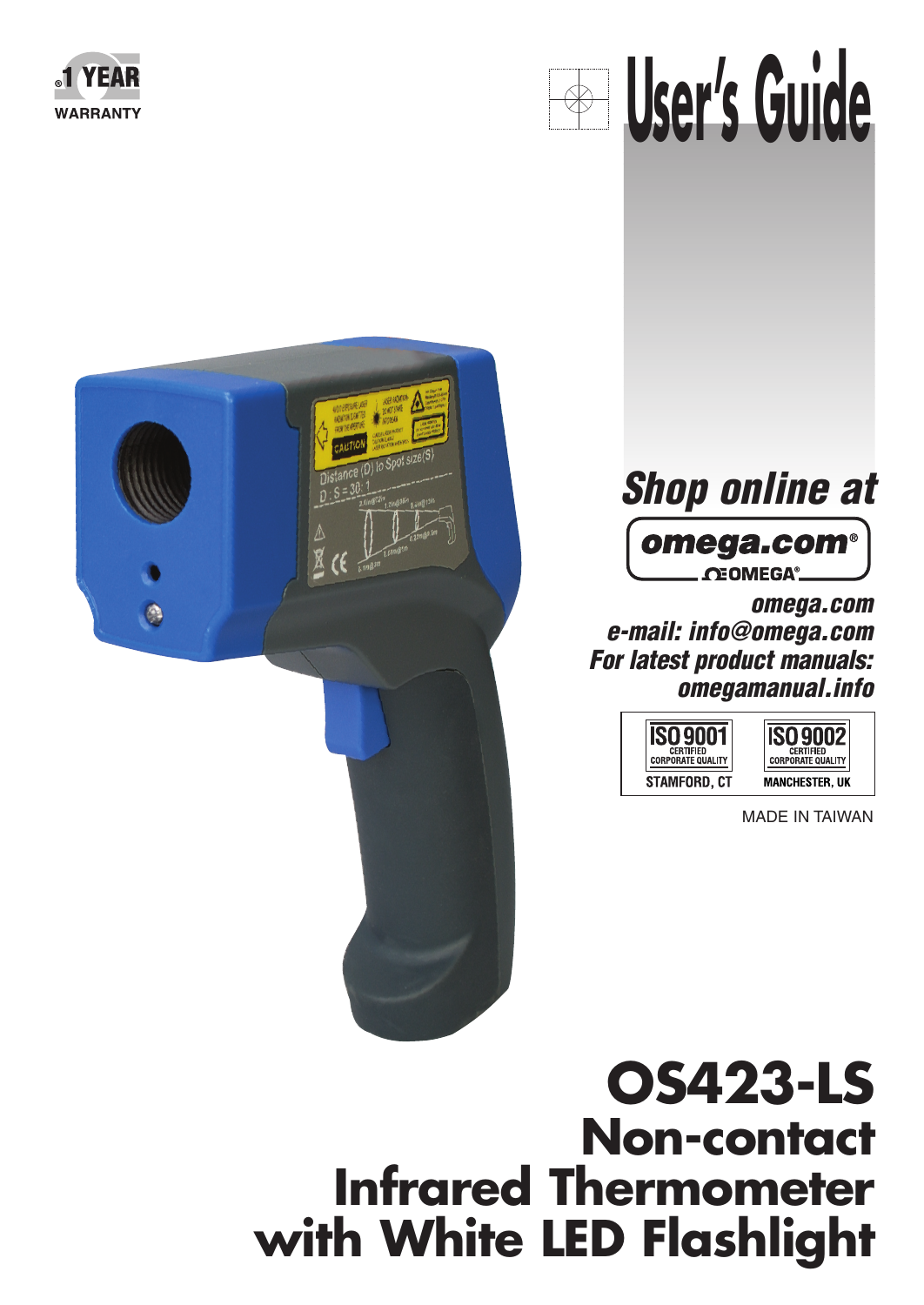1 YEAR WARRANTY

# User's Guide

*Shop online at*

**omega.com®**

OMEGA®

***omega.com***
***e-mail: info@omega.com***
***For latest product manuals:***
***omegamanual.info***

| ISO 9001 CERTIFIED CORPORATE QUALITY | ISO 9002 CERTIFIED CORPORATE QUALITY |
| --- | --- |
| STAMFORD, CT | MANCHESTER, UK |

MADE IN TAIWAN

# OS423-LS
## Non-contact Infrared Thermometer with White LED Flashlight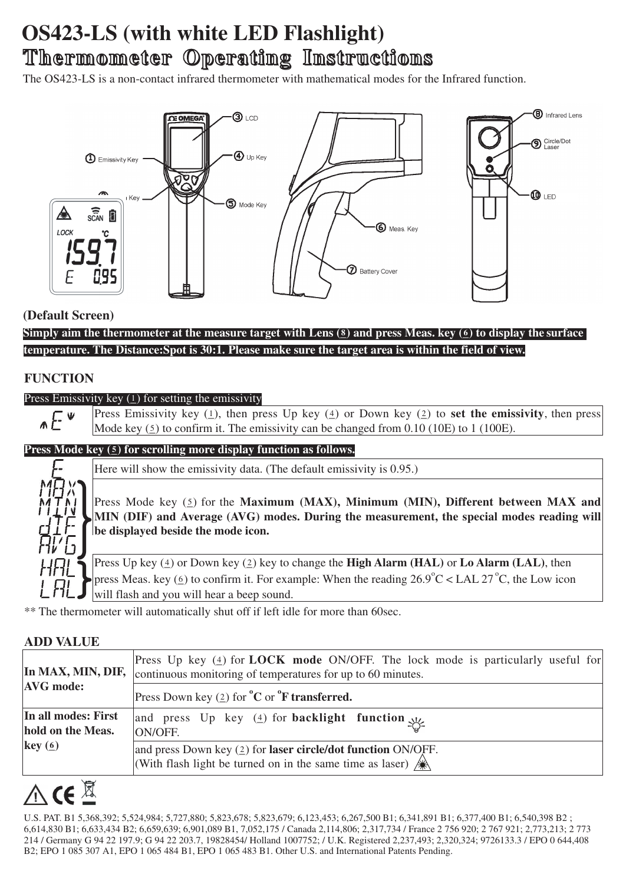# OS423-LS (with white LED Flashlight)

# Thermometer Operating Instructions

The OS423-LS is a non-contact infrared thermometer with mathematical modes for the Infrared function.

① Emissivity Key
② Down Key
③ LCD
④ Up Key
⑤ Mode Key
⑥ Meas. Key
⑦ Battery Cover
⑧ Infrared Lens
⑨ Circle/Dot Laser
⑩ LED

(Default Screen)

**Simply aim the thermometer at the measure target with Lens (8) and press Meas. key (6) to display the surface temperature. The Distance:Spot is 30:1. Please make sure the target area is within the field of view.**

## FUNCTION

Press Emissivity key (1) for setting the emissivity

| | |
|---|---|
| E | Press Emissivity key (1), then press Up key (4) or Down key (2) to **set the emissivity**, then press Mode key (5) to confirm it. The emissivity can be changed from 0.10 (10E) to 1 (100E). |

**Press Mode key (5) for scrolling more display function as follows.**

| | |
|---|---|
| E | Here will show the emissivity data. (The default emissivity is 0.95.) |
| MAX, MIN, dIF, AVG | Press Mode key (5) for the **Maximum (MAX), Minimum (MIN), Different between MAX and MIN (DIF) and Average (AVG) modes. During the measurement, the special modes reading will be displayed beside the mode icon.** |
| HAL, LAL | Press Up key (4) or Down key (2) key to change the **High Alarm (HAL)** or **Lo Alarm (LAL)**, then press Meas. key (6) to confirm it. For example: When the reading 26.9°C < LAL 27°C, the Low icon will flash and you will hear a beep sound. |

** The thermometer will automatically shut off if left idle for more than 60sec.

## ADD VALUE

| | |
|---|---|
| **In MAX, MIN, DIF, AVG mode:** | Press Up key (4) for **LOCK mode** ON/OFF. The lock mode is particularly useful for continuous monitoring of temperatures for up to 60 minutes. |
| | Press Down key (2) for **°C** or **°F transferred.** |
| **In all modes: First hold on the Meas. key (6)** | and press Up key (4) for **backlight function** ON/OFF. |
| | and press Down key (2) for **laser circle/dot function** ON/OFF. (With flash light be turned on in the same time as laser) |

U.S. PAT. B1 5,368,392; 5,524,984; 5,727,880; 5,823,678; 5,823,679; 6,123,453; 6,267,500 B1; 6,341,891 B1; 6,377,400 B1; 6,540,398 B2 ; 6,614,830 B1; 6,633,434 B2; 6,659,639; 6,901,089 B1, 7,052,175 / Canada 2,114,806; 2,317,734 / France 2 756 920; 2 767 921; 2,773,213; 2 773 214 / Germany G 94 22 197.9; G 94 22 203.7, 19828454/ Holland 1007752; / U.K. Registered 2,237,493; 2,320,324; 9726133.3 / EPO 0 644,408 B2; EPO 1 085 307 A1, EPO 1 065 484 B1, EPO 1 065 483 B1. Other U.S. and International Patents Pending.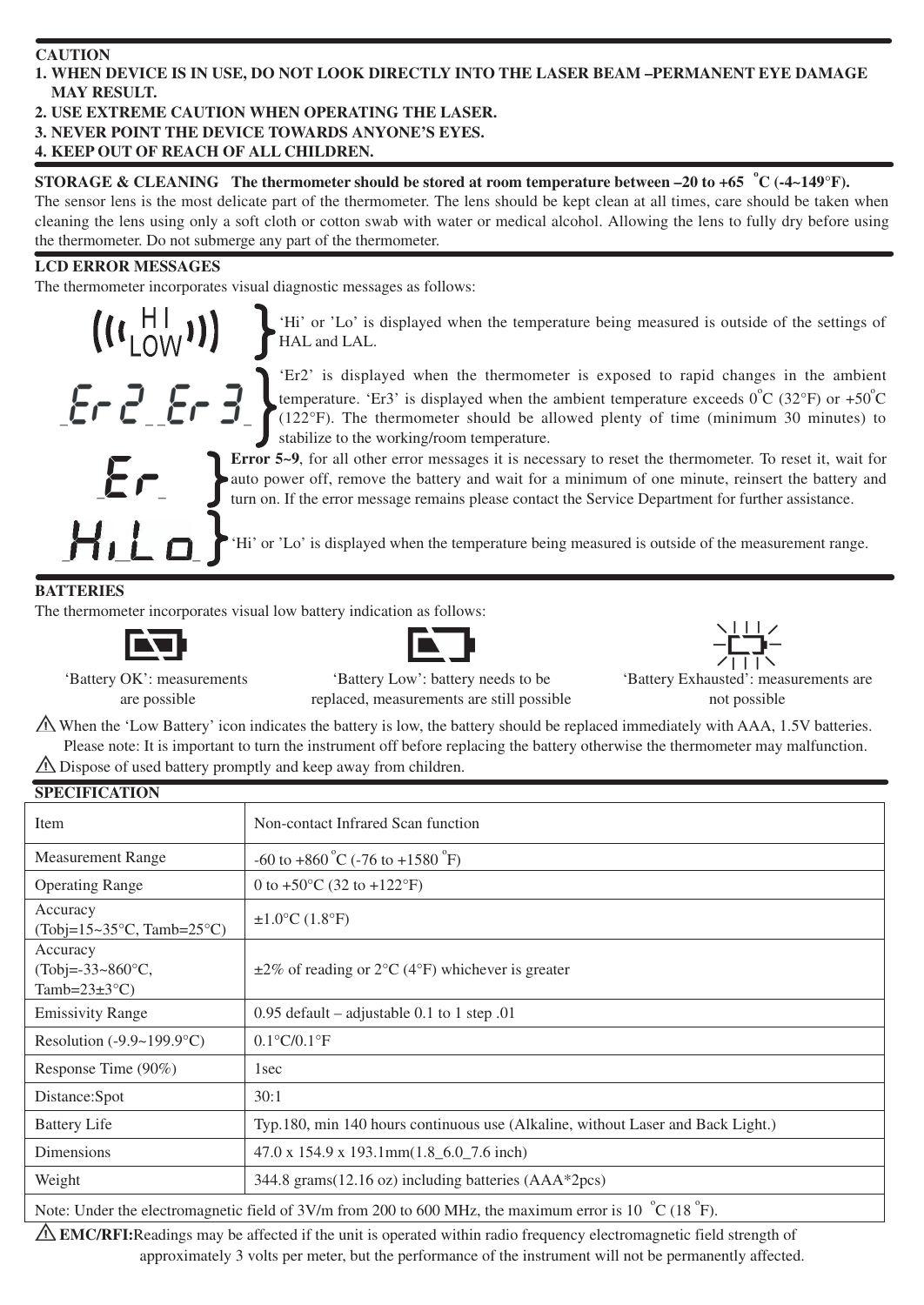## CAUTION

1. WHEN DEVICE IS IN USE, DO NOT LOOK DIRECTLY INTO THE LASER BEAM –PERMANENT EYE DAMAGE MAY RESULT.
2. USE EXTREME CAUTION WHEN OPERATING THE LASER.
3. NEVER POINT THE DEVICE TOWARDS ANYONE'S EYES.
4. KEEP OUT OF REACH OF ALL CHILDREN.

**STORAGE & CLEANING The thermometer should be stored at room temperature between –20 to +65 °C (-4~149°F).**

The sensor lens is the most delicate part of the thermometer. The lens should be kept clean at all times, care should be taken when cleaning the lens using only a soft cloth or cotton swab with water or medical alcohol. Allowing the lens to fully dry before using the thermometer. Do not submerge any part of the thermometer.

## LCD ERROR MESSAGES

The thermometer incorporates visual diagnostic messages as follows:

(( HI LOW )) — 'Hi' or 'Lo' is displayed when the temperature being measured is outside of the settings of HAL and LAL.

Er2 Er3 — 'Er2' is displayed when the thermometer is exposed to rapid changes in the ambient temperature. 'Er3' is displayed when the ambient temperature exceeds 0°C (32°F) or +50°C (122°F). The thermometer should be allowed plenty of time (minimum 30 minutes) to stabilize to the working/room temperature.

Er — **Error 5~9**, for all other error messages it is necessary to reset the thermometer. To reset it, wait for auto power off, remove the battery and wait for a minimum of one minute, reinsert the battery and turn on. If the error message remains please contact the Service Department for further assistance.

Hi Lo — 'Hi' or 'Lo' is displayed when the temperature being measured is outside of the measurement range.

## BATTERIES

The thermometer incorporates visual low battery indication as follows:

'Battery OK': measurements are possible

'Battery Low': battery needs to be replaced, measurements are still possible

'Battery Exhausted': measurements are not possible

⚠ When the 'Low Battery' icon indicates the battery is low, the battery should be replaced immediately with AAA, 1.5V batteries. Please note: It is important to turn the instrument off before replacing the battery otherwise the thermometer may malfunction.

⚠ Dispose of used battery promptly and keep away from children.

## SPECIFICATION

| Item | Non-contact Infrared Scan function |
|---|---|
| Measurement Range | -60 to +860 °C (-76 to +1580 °F) |
| Operating Range | 0 to +50°C (32 to +122°F) |
| Accuracy (Tobj=15~35°C, Tamb=25°C) | ±1.0°C (1.8°F) |
| Accuracy (Tobj=-33~860°C, Tamb=23±3°C) | ±2% of reading or 2°C (4°F) whichever is greater |
| Emissivity Range | 0.95 default – adjustable 0.1 to 1 step .01 |
| Resolution (-9.9~199.9°C) | 0.1°C/0.1°F |
| Response Time (90%) | 1sec |
| Distance:Spot | 30:1 |
| Battery Life | Typ.180, min 140 hours continuous use (Alkaline, without Laser and Back Light.) |
| Dimensions | 47.0 x 154.9 x 193.1mm(1.8_6.0_7.6 inch) |
| Weight | 344.8 grams(12.16 oz) including batteries (AAA*2pcs) |

Note: Under the electromagnetic field of 3V/m from 200 to 600 MHz, the maximum error is 10 °C (18 °F).

⚠ **EMC/RFI:** Readings may be affected if the unit is operated within radio frequency electromagnetic field strength of approximately 3 volts per meter, but the performance of the instrument will not be permanently affected.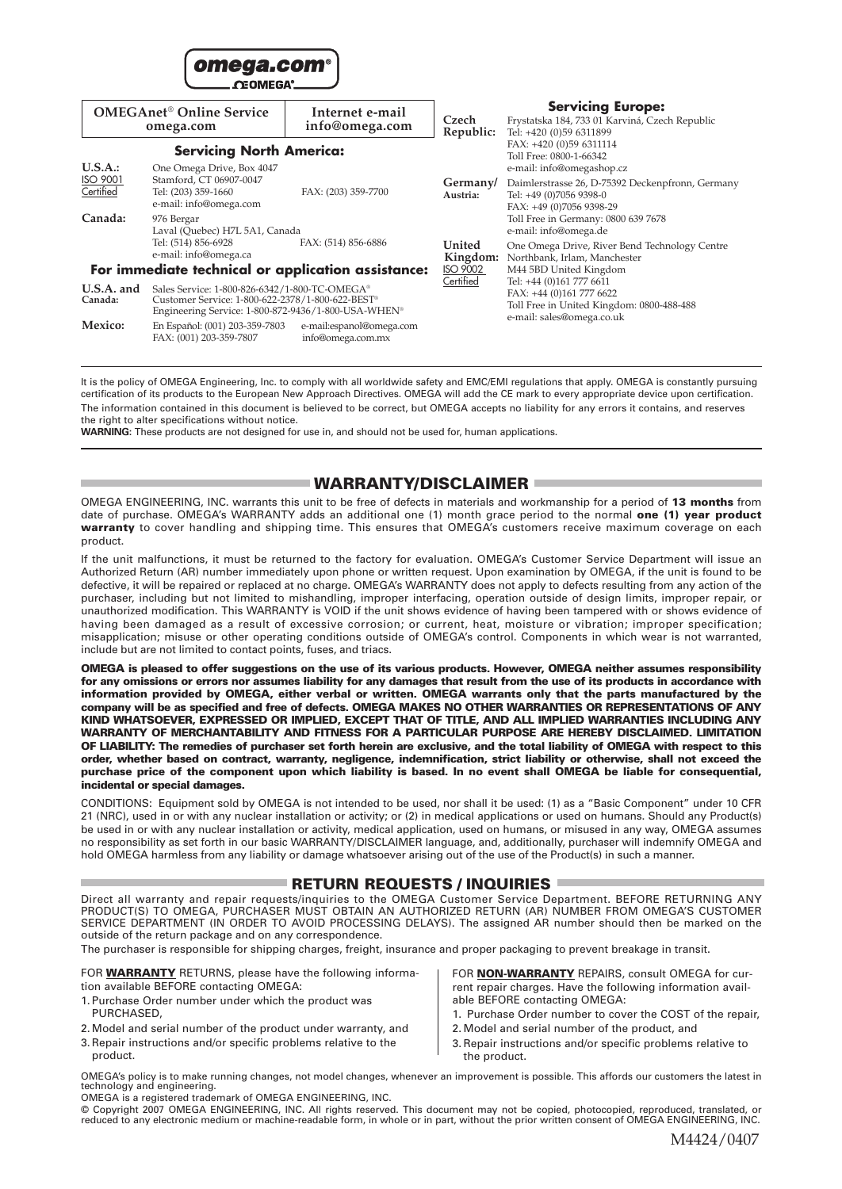**omega.com®**

**OMEGA®**

| **OMEGAnet® Online Service omega.com** | **Internet e-mail info@omega.com** |
|---|---|

## Servicing North America:

**U.S.A.:** ISO 9001 Certified
One Omega Drive, Box 4047
Stamford, CT 06907-0047
Tel: (203) 359-1660 FAX: (203) 359-7700
e-mail: info@omega.com

**Canada:**
976 Bergar
Laval (Quebec) H7L 5A1, Canada
Tel: (514) 856-6928 FAX: (514) 856-6886
e-mail: info@omega.ca

## For immediate technical or application assistance:

**U.S.A. and Canada:**
Sales Service: 1-800-826-6342/1-800-TC-OMEGA®
Customer Service: 1-800-622-2378/1-800-622-BEST®
Engineering Service: 1-800-872-9436/1-800-USA-WHEN®

**Mexico:**
En Español: (001) 203-359-7803 e-mail:espanol@omega.com
FAX: (001) 203-359-7807 info@omega.com.mx

## Servicing Europe:

**Czech Republic:**
Frystatska 184, 733 01 Karviná, Czech Republic
Tel: +420 (0)59 6311899
FAX: +420 (0)59 6311114
Toll Free: 0800-1-66342
e-mail: info@omegashop.cz

**Germany/Austria:**
Daimlerstrasse 26, D-75392 Deckenpfronn, Germany
Tel: +49 (0)7056 9398-0
FAX: +49 (0)7056 9398-29
Toll Free in Germany: 0800 639 7678
e-mail: info@omega.de

**United Kingdom:** ISO 9002 Certified
One Omega Drive, River Bend Technology Centre
Northbank, Irlam, Manchester
M44 5BD United Kingdom
Tel: +44 (0)161 777 6611
FAX: +44 (0)161 777 6622
Toll Free in United Kingdom: 0800-488-488
e-mail: sales@omega.co.uk

It is the policy of OMEGA Engineering, Inc. to comply with all worldwide safety and EMC/EMI regulations that apply. OMEGA is constantly pursuing certification of its products to the European New Approach Directives. OMEGA will add the CE mark to every appropriate device upon certification.

The information contained in this document is believed to be correct, but OMEGA accepts no liability for any errors it contains, and reserves the right to alter specifications without notice.

**WARNING**: These products are not designed for use in, and should not be used for, human applications.

## WARRANTY/DISCLAIMER

OMEGA ENGINEERING, INC. warrants this unit to be free of defects in materials and workmanship for a period of **13 months** from date of purchase. OMEGA's WARRANTY adds an additional one (1) month grace period to the normal **one (1) year product warranty** to cover handling and shipping time. This ensures that OMEGA's customers receive maximum coverage on each product.

If the unit malfunctions, it must be returned to the factory for evaluation. OMEGA's Customer Service Department will issue an Authorized Return (AR) number immediately upon phone or written request. Upon examination by OMEGA, if the unit is found to be defective, it will be repaired or replaced at no charge. OMEGA's WARRANTY does not apply to defects resulting from any action of the purchaser, including but not limited to mishandling, improper interfacing, operation outside of design limits, improper repair, or unauthorized modification. This WARRANTY is VOID if the unit shows evidence of having been tampered with or shows evidence of having been damaged as a result of excessive corrosion; or current, heat, moisture or vibration; improper specification; misapplication; misuse or other operating conditions outside of OMEGA's control. Components in which wear is not warranted, include but are not limited to contact points, fuses, and triacs.

**OMEGA is pleased to offer suggestions on the use of its various products. However, OMEGA neither assumes responsibility for any omissions or errors nor assumes liability for any damages that result from the use of its products in accordance with information provided by OMEGA, either verbal or written. OMEGA warrants only that the parts manufactured by the company will be as specified and free of defects. OMEGA MAKES NO OTHER WARRANTIES OR REPRESENTATIONS OF ANY KIND WHATSOEVER, EXPRESSED OR IMPLIED, EXCEPT THAT OF TITLE, AND ALL IMPLIED WARRANTIES INCLUDING ANY WARRANTY OF MERCHANTABILITY AND FITNESS FOR A PARTICULAR PURPOSE ARE HEREBY DISCLAIMED. LIMITATION OF LIABILITY: The remedies of purchaser set forth herein are exclusive, and the total liability of OMEGA with respect to this order, whether based on contract, warranty, negligence, indemnification, strict liability or otherwise, shall not exceed the purchase price of the component upon which liability is based. In no event shall OMEGA be liable for consequential, incidental or special damages.**

CONDITIONS: Equipment sold by OMEGA is not intended to be used, nor shall it be used: (1) as a "Basic Component" under 10 CFR 21 (NRC), used in or with any nuclear installation or activity; or (2) in medical applications or used on humans. Should any Product(s) be used in or with any nuclear installation or activity, medical application, used on humans, or misused in any way, OMEGA assumes no responsibility as set forth in our basic WARRANTY/DISCLAIMER language, and, additionally, purchaser will indemnify OMEGA and hold OMEGA harmless from any liability or damage whatsoever arising out of the use of the Product(s) in such a manner.

## RETURN REQUESTS / INQUIRIES

Direct all warranty and repair requests/inquiries to the OMEGA Customer Service Department. BEFORE RETURNING ANY PRODUCT(S) TO OMEGA, PURCHASER MUST OBTAIN AN AUTHORIZED RETURN (AR) NUMBER FROM OMEGA'S CUSTOMER SERVICE DEPARTMENT (IN ORDER TO AVOID PROCESSING DELAYS). The assigned AR number should then be marked on the outside of the return package and on any correspondence.

The purchaser is responsible for shipping charges, freight, insurance and proper packaging to prevent breakage in transit.

FOR **WARRANTY** RETURNS, please have the following information available BEFORE contacting OMEGA:

1. Purchase Order number under which the product was PURCHASED,
2. Model and serial number of the product under warranty, and
3. Repair instructions and/or specific problems relative to the product.

FOR **NON-WARRANTY** REPAIRS, consult OMEGA for current repair charges. Have the following information available BEFORE contacting OMEGA:

1. Purchase Order number to cover the COST of the repair,
2. Model and serial number of the product, and
3. Repair instructions and/or specific problems relative to the product.

OMEGA's policy is to make running changes, not model changes, whenever an improvement is possible. This affords our customers the latest in technology and engineering.

OMEGA is a registered trademark of OMEGA ENGINEERING, INC.

© Copyright 2007 OMEGA ENGINEERING, INC. All rights reserved. This document may not be copied, photocopied, reproduced, translated, or reduced to any electronic medium or machine-readable form, in whole or in part, without the prior written consent of OMEGA ENGINEERING, INC.

M4424/0407